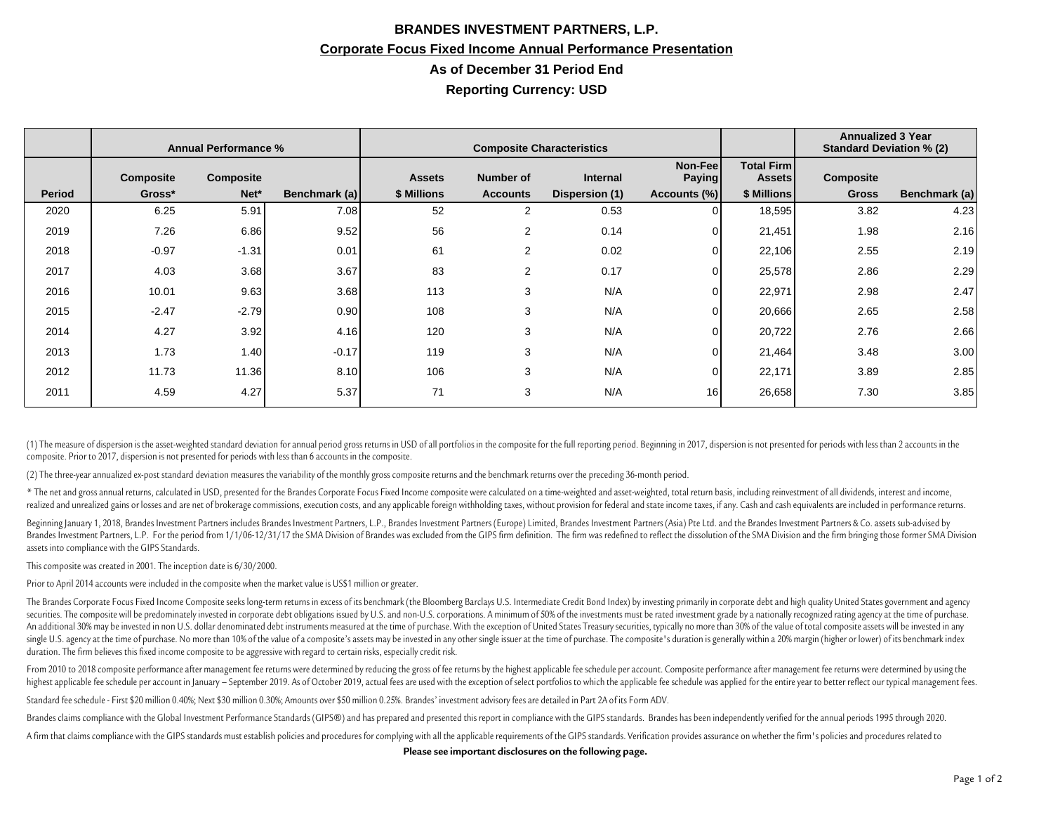# BRANDES INVESTMENT PARTNERS, L.P.

## Corporate Focus Fixed Income Annual Performance Presentation

### As of December 31 Period End

### Reporting Currency: USD

| | Annual Performance % | | | Composite Characteristics | | | | | Annualized 3 Year Standard Deviation % (2) | |
|---|---|---|---|---|---|---|---|---|---|---|
| Period | Composite Gross* | Composite Net* | Benchmark (a) | Assets $ Millions | Number of Accounts | Internal Dispersion (1) | Non-Fee Paying Accounts (%) | Total Firm Assets $ Millions | Composite Gross | Benchmark (a) |
| 2020 | 6.25 | 5.91 | 7.08 | 52 | 2 | 0.53 | 0 | 18,595 | 3.82 | 4.23 |
| 2019 | 7.26 | 6.86 | 9.52 | 56 | 2 | 0.14 | 0 | 21,451 | 1.98 | 2.16 |
| 2018 | -0.97 | -1.31 | 0.01 | 61 | 2 | 0.02 | 0 | 22,106 | 2.55 | 2.19 |
| 2017 | 4.03 | 3.68 | 3.67 | 83 | 2 | 0.17 | 0 | 25,578 | 2.86 | 2.29 |
| 2016 | 10.01 | 9.63 | 3.68 | 113 | 3 | N/A | 0 | 22,971 | 2.98 | 2.47 |
| 2015 | -2.47 | -2.79 | 0.90 | 108 | 3 | N/A | 0 | 20,666 | 2.65 | 2.58 |
| 2014 | 4.27 | 3.92 | 4.16 | 120 | 3 | N/A | 0 | 20,722 | 2.76 | 2.66 |
| 2013 | 1.73 | 1.40 | -0.17 | 119 | 3 | N/A | 0 | 21,464 | 3.48 | 3.00 |
| 2012 | 11.73 | 11.36 | 8.10 | 106 | 3 | N/A | 0 | 22,171 | 3.89 | 2.85 |
| 2011 | 4.59 | 4.27 | 5.37 | 71 | 3 | N/A | 16 | 26,658 | 7.30 | 3.85 |

(1) The measure of dispersion is the asset-weighted standard deviation for annual period gross returns in USD of all portfolios in the composite for the full reporting period. Beginning in 2017, dispersion is not presented for periods with less than 2 accounts in the composite. Prior to 2017, dispersion is not presented for periods with less than 6 accounts in the composite.

(2) The three-year annualized ex-post standard deviation measures the variability of the monthly gross composite returns and the benchmark returns over the preceding 36-month period.

* The net and gross annual returns, calculated in USD, presented for the Brandes Corporate Focus Fixed Income composite were calculated on a time-weighted and asset-weighted, total return basis, including reinvestment of all dividends, interest and income, realized and unrealized gains or losses and are net of brokerage commissions, execution costs, and any applicable foreign withholding taxes, without provision for federal and state income taxes, if any. Cash and cash equivalents are included in performance returns.

Beginning January 1, 2018, Brandes Investment Partners includes Brandes Investment Partners, L.P., Brandes Investment Partners (Europe) Limited, Brandes Investment Partners (Asia) Pte Ltd. and the Brandes Investment Partners & Co. assets sub-advised by Brandes Investment Partners, L.P. For the period from 1/1/06-12/31/17 the SMA Division of Brandes was excluded from the GIPS firm definition. The firm was redefined to reflect the dissolution of the SMA Division and the firm bringing those former SMA Division assets into compliance with the GIPS Standards.

This composite was created in 2001. The inception date is 6/30/2000.

Prior to April 2014 accounts were included in the composite when the market value is US$1 million or greater.

The Brandes Corporate Focus Fixed Income Composite seeks long-term returns in excess of its benchmark (the Bloomberg Barclays U.S. Intermediate Credit Bond Index) by investing primarily in corporate debt and high quality United States government and agency securities. The composite will be predominately invested in corporate debt obligations issued by U.S. and non-U.S. corporations. A minimum of 50% of the investments must be rated investment grade by a nationally recognized rating agency at the time of purchase. An additional 30% may be invested in non U.S. dollar denominated debt instruments measured at the time of purchase. With the exception of United States Treasury securities, typically no more than 30% of the value of total composite assets will be invested in any single U.S. agency at the time of purchase. No more than 10% of the value of a composite's assets may be invested in any other single issuer at the time of purchase. The composite's duration is generally within a 20% margin (higher or lower) of its benchmark index duration. The firm believes this fixed income composite to be aggressive with regard to certain risks, especially credit risk.

From 2010 to 2018 composite performance after management fee returns were determined by reducing the gross of fee returns by the highest applicable fee schedule per account. Composite performance after management fee returns were determined by using the highest applicable fee schedule per account in January – September 2019. As of October 2019, actual fees are used with the exception of select portfolios to which the applicable fee schedule was applied for the entire year to better reflect our typical management fees.

Standard fee schedule - First $20 million 0.40%; Next $30 million 0.30%; Amounts over $50 million 0.25%. Brandes' investment advisory fees are detailed in Part 2A of its Form ADV.

Brandes claims compliance with the Global Investment Performance Standards (GIPS®) and has prepared and presented this report in compliance with the GIPS standards. Brandes has been independently verified for the annual periods 1995 through 2020.

A firm that claims compliance with the GIPS standards must establish policies and procedures for complying with all the applicable requirements of the GIPS standards. Verification provides assurance on whether the firm's policies and procedures related to

**Please see important disclosures on the following page.**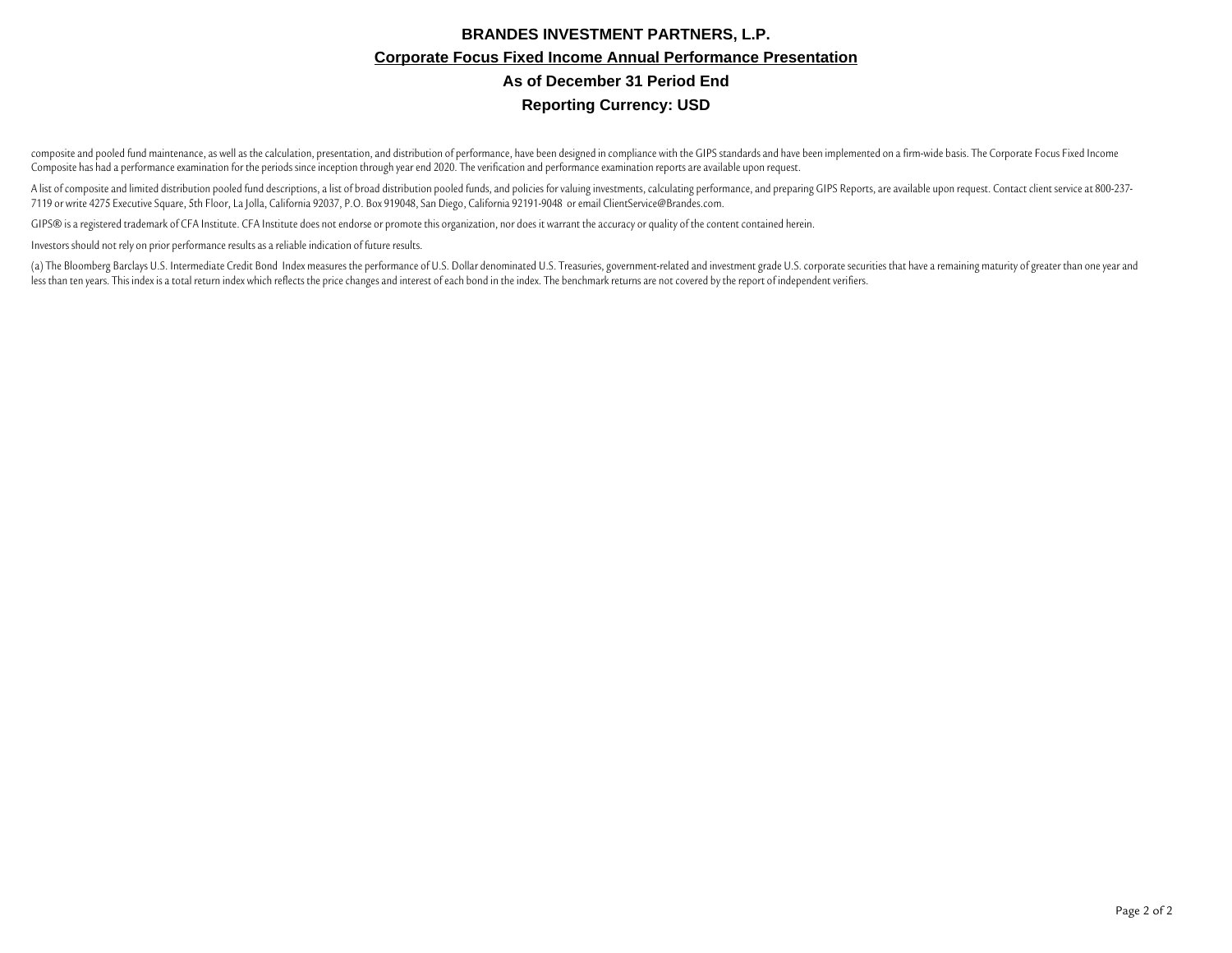**BRANDES INVESTMENT PARTNERS, L.P.**

**Corporate Focus Fixed Income Annual Performance Presentation**

**As of December 31 Period End**

**Reporting Currency: USD**

composite and pooled fund maintenance, as well as the calculation, presentation, and distribution of performance, have been designed in compliance with the GIPS standards and have been implemented on a firm-wide basis. The Corporate Focus Fixed Income Composite has had a performance examination for the periods since inception through year end 2020. The verification and performance examination reports are available upon request.

A list of composite and limited distribution pooled fund descriptions, a list of broad distribution pooled funds, and policies for valuing investments, calculating performance, and preparing GIPS Reports, are available upon request. Contact client service at 800-237-7119 or write 4275 Executive Square, 5th Floor, La Jolla, California 92037, P.O. Box 919048, San Diego, California 92191-9048 or email ClientService@Brandes.com.

GIPS® is a registered trademark of CFA Institute. CFA Institute does not endorse or promote this organization, nor does it warrant the accuracy or quality of the content contained herein.

Investors should not rely on prior performance results as a reliable indication of future results.

(a) The Bloomberg Barclays U.S. Intermediate Credit Bond Index measures the performance of U.S. Dollar denominated U.S. Treasuries, government-related and investment grade U.S. corporate securities that have a remaining maturity of greater than one year and less than ten years. This index is a total return index which reflects the price changes and interest of each bond in the index. The benchmark returns are not covered by the report of independent verifiers.